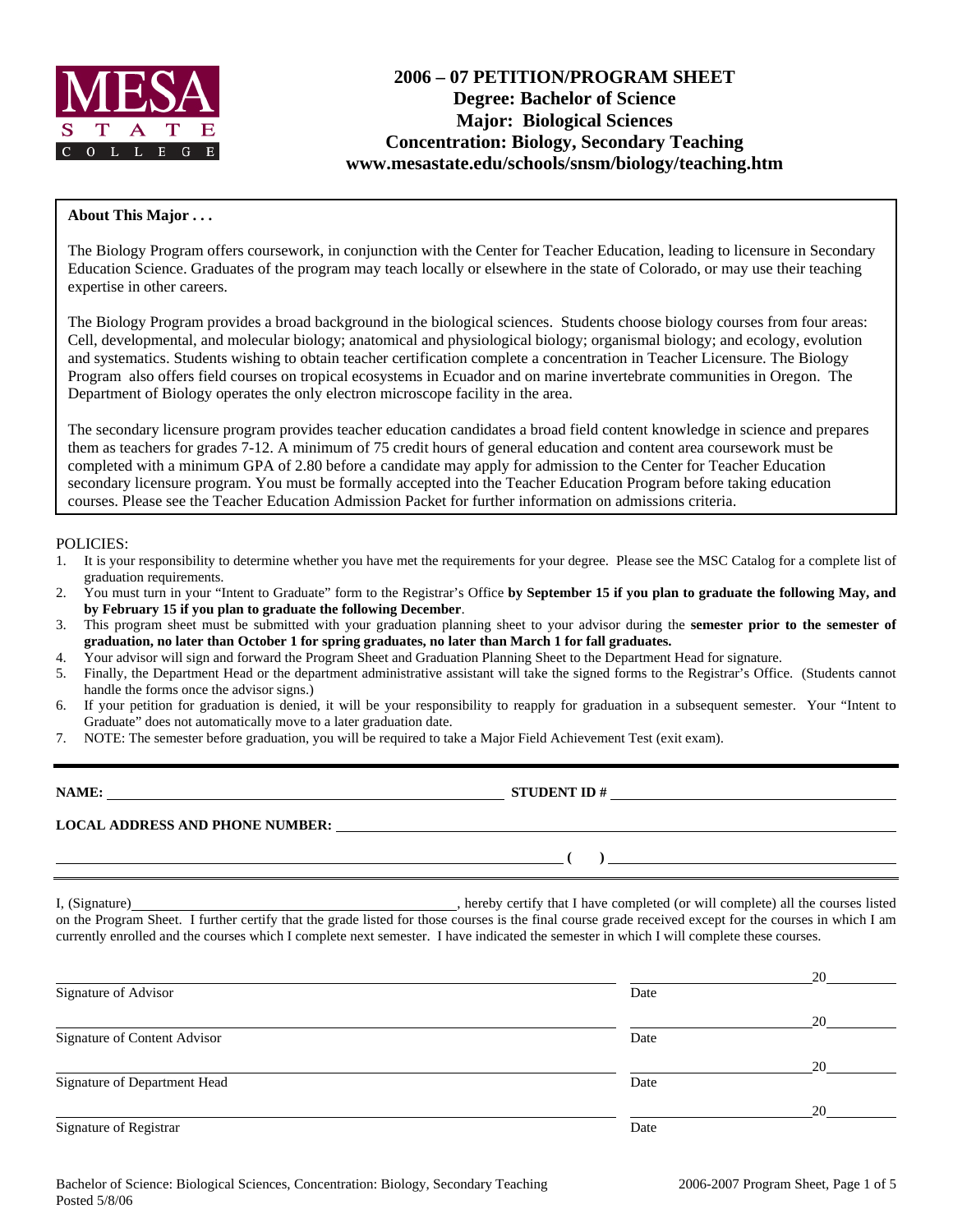MESA STATE COLLEGE

# 2006 – 07 PETITION/PROGRAM SHEET
## Degree: Bachelor of Science
## Major: Biological Sciences
## Concentration: Biology, Secondary Teaching
## www.mesastate.edu/schools/snsm/biology/teaching.htm

**About This Major . . .**

The Biology Program offers coursework, in conjunction with the Center for Teacher Education, leading to licensure in Secondary Education Science. Graduates of the program may teach locally or elsewhere in the state of Colorado, or may use their teaching expertise in other careers.

The Biology Program provides a broad background in the biological sciences. Students choose biology courses from four areas: Cell, developmental, and molecular biology; anatomical and physiological biology; organismal biology; and ecology, evolution and systematics. Students wishing to obtain teacher certification complete a concentration in Teacher Licensure. The Biology Program also offers field courses on tropical ecosystems in Ecuador and on marine invertebrate communities in Oregon. The Department of Biology operates the only electron microscope facility in the area.

The secondary licensure program provides teacher education candidates a broad field content knowledge in science and prepares them as teachers for grades 7-12. A minimum of 75 credit hours of general education and content area coursework must be completed with a minimum GPA of 2.80 before a candidate may apply for admission to the Center for Teacher Education secondary licensure program. You must be formally accepted into the Teacher Education Program before taking education courses. Please see the Teacher Education Admission Packet for further information on admissions criteria.

POLICIES:

1. It is your responsibility to determine whether you have met the requirements for your degree. Please see the MSC Catalog for a complete list of graduation requirements.
2. You must turn in your "Intent to Graduate" form to the Registrar's Office **by September 15 if you plan to graduate the following May, and by February 15 if you plan to graduate the following December**.
3. This program sheet must be submitted with your graduation planning sheet to your advisor during the **semester prior to the semester of graduation, no later than October 1 for spring graduates, no later than March 1 for fall graduates.**
4. Your advisor will sign and forward the Program Sheet and Graduation Planning Sheet to the Department Head for signature.
5. Finally, the Department Head or the department administrative assistant will take the signed forms to the Registrar's Office. (Students cannot handle the forms once the advisor signs.)
6. If your petition for graduation is denied, it will be your responsibility to reapply for graduation in a subsequent semester. Your "Intent to Graduate" does not automatically move to a later graduation date.
7. NOTE: The semester before graduation, you will be required to take a Major Field Achievement Test (exit exam).

**NAME:** ______________________ **STUDENT ID #** ______________________

**LOCAL ADDRESS AND PHONE NUMBER:** ______________________

______________________ **( )** ______________________

I, (Signature)______________________, hereby certify that I have completed (or will complete) all the courses listed on the Program Sheet. I further certify that the grade listed for those courses is the final course grade received except for the courses in which I am currently enrolled and the courses which I complete next semester. I have indicated the semester in which I will complete these courses.

______________________ ____________ 20____
Signature of Advisor Date

______________________ ____________ 20____
Signature of Content Advisor Date

______________________ ____________ 20____
Signature of Department Head Date

______________________ ____________ 20____
Signature of Registrar Date

Bachelor of Science: Biological Sciences, Concentration: Biology, Secondary Teaching
Posted 5/8/06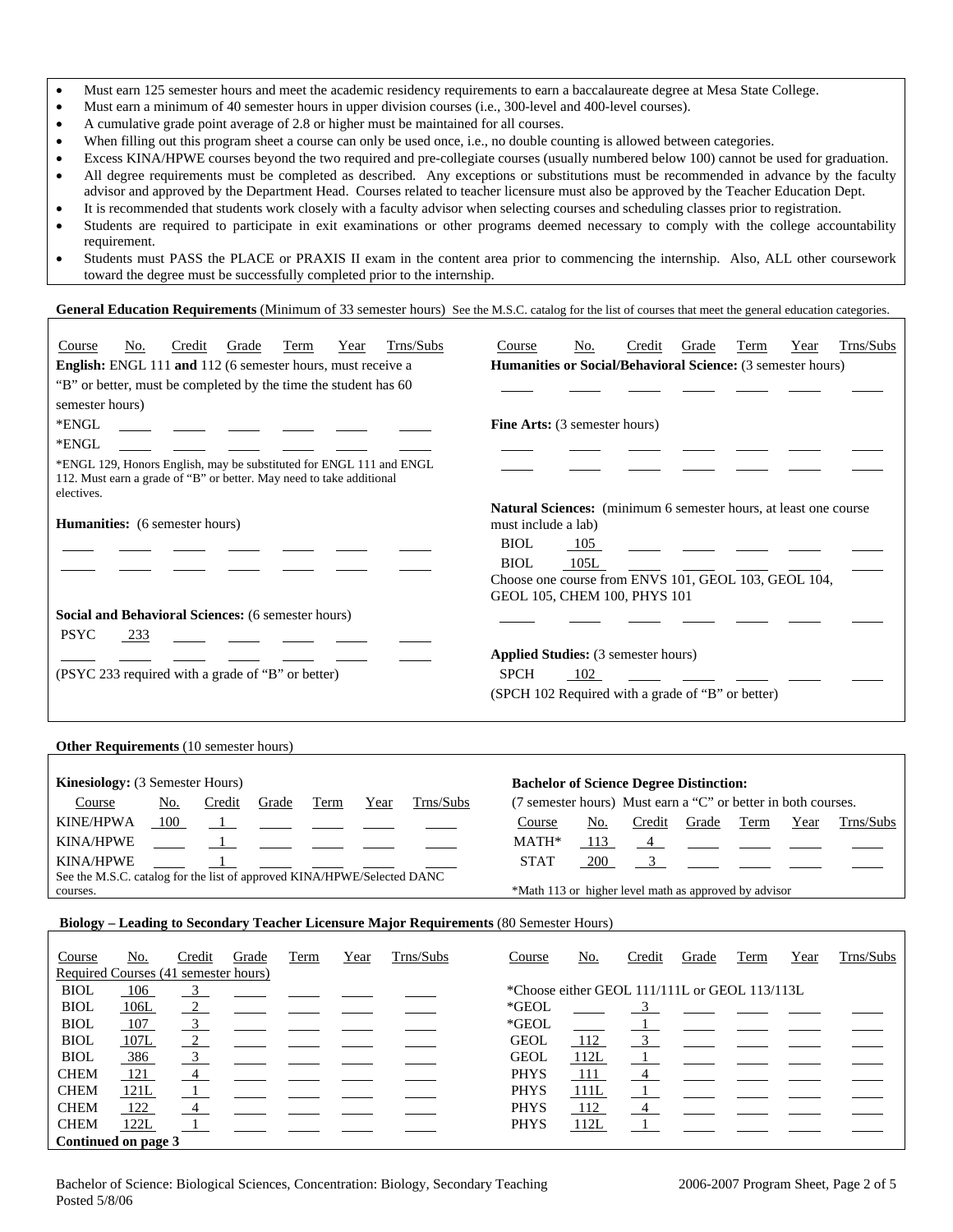- Must earn 125 semester hours and meet the academic residency requirements to earn a baccalaureate degree at Mesa State College.
- Must earn a minimum of 40 semester hours in upper division courses (i.e., 300-level and 400-level courses).
- A cumulative grade point average of 2.8 or higher must be maintained for all courses.
- When filling out this program sheet a course can only be used once, i.e., no double counting is allowed between categories.
- Excess KINA/HPWE courses beyond the two required and pre-collegiate courses (usually numbered below 100) cannot be used for graduation.
- All degree requirements must be completed as described. Any exceptions or substitutions must be recommended in advance by the faculty advisor and approved by the Department Head. Courses related to teacher licensure must also be approved by the Teacher Education Dept.
- It is recommended that students work closely with a faculty advisor when selecting courses and scheduling classes prior to registration.
- Students are required to participate in exit examinations or other programs deemed necessary to comply with the college accountability requirement.
- Students must PASS the PLACE or PRAXIS II exam in the content area prior to commencing the internship. Also, ALL other coursework toward the degree must be successfully completed prior to the internship.

**General Education Requirements** (Minimum of 33 semester hours) See the M.S.C. catalog for the list of courses that meet the general education categories.

**English:** ENGL 111 **and** 112 (6 semester hours, must receive a "B" or better, must be completed by the time the student has 60 semester hours)

| Course | No. | Credit | Grade | Term | Year | Trns/Subs |
|---|---|---|---|---|---|---|
| *ENGL | | | | | | |
| *ENGL | | | | | | |

*ENGL 129, Honors English, may be substituted for ENGL 111 and ENGL 112. Must earn a grade of "B" or better. May need to take additional electives.

**Humanities:** (6 semester hours)

| Course | No. | Credit | Grade | Term | Year | Trns/Subs |
|---|---|---|---|---|---|---|
| | | | | | | |
| | | | | | | |

**Social and Behavioral Sciences:** (6 semester hours)

| Course | No. | Credit | Grade | Term | Year | Trns/Subs |
|---|---|---|---|---|---|---|
| PSYC | 233 | | | | | |
| | | | | | | |

(PSYC 233 required with a grade of "B" or better)

**Humanities or Social/Behavioral Science:** (3 semester hours)

| Course | No. | Credit | Grade | Term | Year | Trns/Subs |
|---|---|---|---|---|---|---|
| | | | | | | |

**Fine Arts:** (3 semester hours)

| Course | No. | Credit | Grade | Term | Year | Trns/Subs |
|---|---|---|---|---|---|---|
| | | | | | | |
| | | | | | | |

**Natural Sciences:** (minimum 6 semester hours, at least one course must include a lab)

| Course | No. | Credit | Grade | Term | Year | Trns/Subs |
|---|---|---|---|---|---|---|
| BIOL | 105 | | | | | |
| BIOL | 105L | | | | | |

Choose one course from ENVS 101, GEOL 103, GEOL 104, GEOL 105, CHEM 100, PHYS 101

| Course | No. | Credit | Grade | Term | Year | Trns/Subs |
|---|---|---|---|---|---|---|
| | | | | | | |

**Applied Studies:** (3 semester hours)

| Course | No. | Credit | Grade | Term | Year | Trns/Subs |
|---|---|---|---|---|---|---|
| SPCH | 102 | | | | | |

(SPCH 102 Required with a grade of "B" or better)

**Other Requirements** (10 semester hours)

**Kinesiology:** (3 Semester Hours)

| Course | No. | Credit | Grade | Term | Year | Trns/Subs |
|---|---|---|---|---|---|---|
| KINE/HPWA | 100 | 1 | | | | |
| KINA/HPWE | | 1 | | | | |
| KINA/HPWE | | 1 | | | | |

See the M.S.C. catalog for the list of approved KINA/HPWE/Selected DANC courses.

**Bachelor of Science Degree Distinction:**

(7 semester hours) Must earn a "C" or better in both courses.

| Course | No. | Credit | Grade | Term | Year | Trns/Subs |
|---|---|---|---|---|---|---|
| MATH* | 113 | 4 | | | | |
| STAT | 200 | 3 | | | | |

*Math 113 or higher level math as approved by advisor

**Biology – Leading to Secondary Teacher Licensure Major Requirements** (80 Semester Hours)

Required Courses (41 semester hours)

| Course | No. | Credit | Grade | Term | Year | Trns/Subs |
|---|---|---|---|---|---|---|
| BIOL | 106 | 3 | | | | |
| BIOL | 106L | 2 | | | | |
| BIOL | 107 | 3 | | | | |
| BIOL | 107L | 2 | | | | |
| BIOL | 386 | 3 | | | | |
| CHEM | 121 | 4 | | | | |
| CHEM | 121L | 1 | | | | |
| CHEM | 122 | 4 | | | | |
| CHEM | 122L | 1 | | | | |

*Choose either GEOL 111/111L or GEOL 113/113L

| Course | No. | Credit | Grade | Term | Year | Trns/Subs |
|---|---|---|---|---|---|---|
| *GEOL | | 3 | | | | |
| *GEOL | | 1 | | | | |
| GEOL | 112 | 3 | | | | |
| GEOL | 112L | 1 | | | | |
| PHYS | 111 | 4 | | | | |
| PHYS | 111L | 1 | | | | |
| PHYS | 112 | 4 | | | | |
| PHYS | 112L | 1 | | | | |

**Continued on page 3**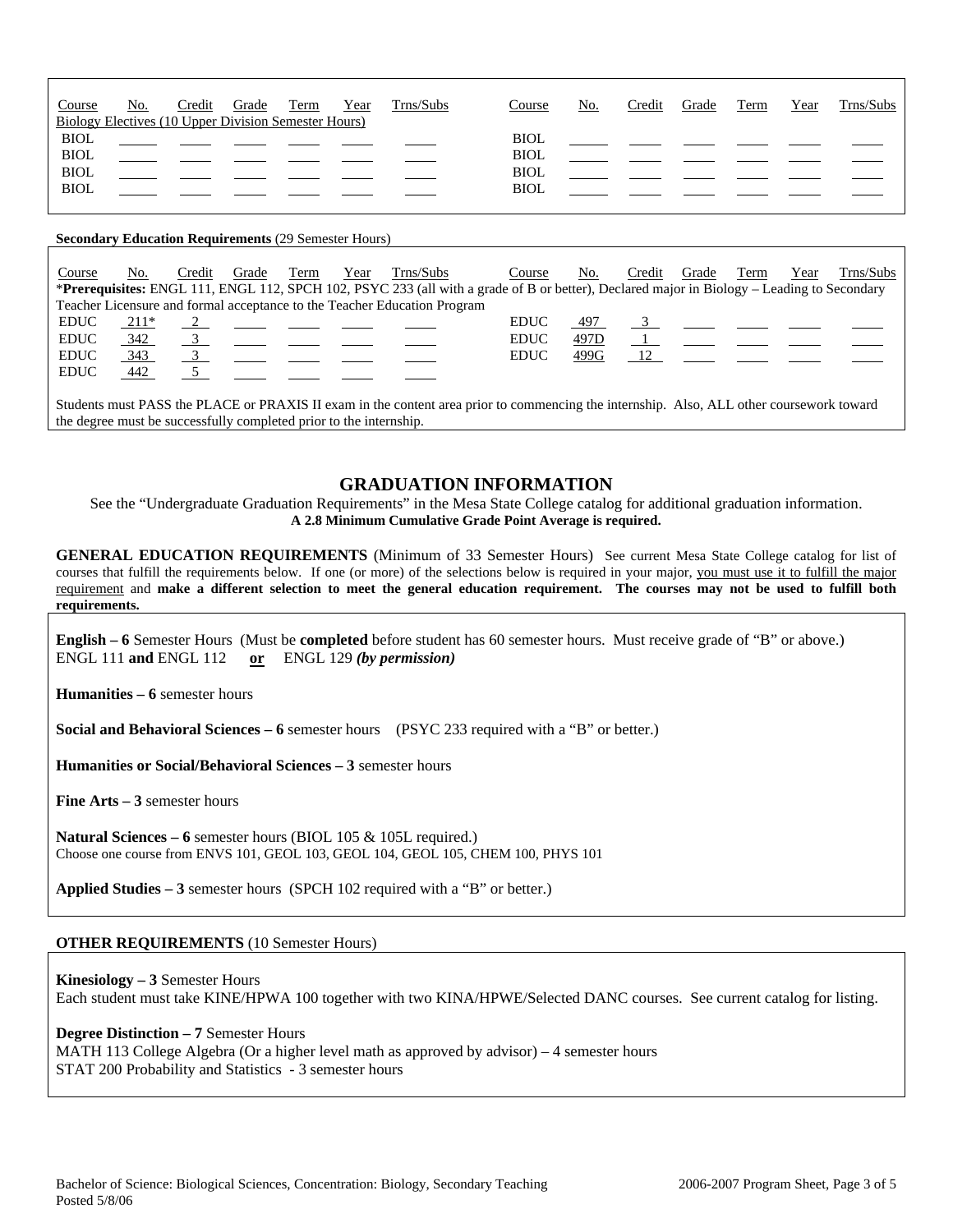| Course | No. | Credit | Grade | Term | Year | Trns/Subs | Course | No. | Credit | Grade | Term | Year | Trns/Subs |
|---|---|---|---|---|---|---|---|---|---|---|---|---|---|
| Biology Electives (10 Upper Division Semester Hours) | | | | | | | | | | | | | |
| BIOL | | | | | | | BIOL | | | | | | |
| BIOL | | | | | | | BIOL | | | | | | |
| BIOL | | | | | | | BIOL | | | | | | |
| BIOL | | | | | | | BIOL | | | | | | |

**Secondary Education Requirements** (29 Semester Hours)

| Course | No. | Credit | Grade | Term | Year | Trns/Subs | Course | No. | Credit | Grade | Term | Year | Trns/Subs |
|---|---|---|---|---|---|---|---|---|---|---|---|---|---|
| *Prerequisites: ENGL 111, ENGL 112, SPCH 102, PSYC 233 (all with a grade of B or better), Declared major in Biology – Leading to Secondary Teacher Licensure and formal acceptance to the Teacher Education Program | | | | | | | | | | | | | |
| EDUC | 211* | 2 | | | | | EDUC | 497 | 3 | | | | |
| EDUC | 342 | 3 | | | | | EDUC | 497D | 1 | | | | |
| EDUC | 343 | 3 | | | | | EDUC | 499G | 12 | | | | |
| EDUC | 442 | 5 | | | | | | | | | | | |

Students must PASS the PLACE or PRAXIS II exam in the content area prior to commencing the internship. Also, ALL other coursework toward the degree must be successfully completed prior to the internship.

## GRADUATION INFORMATION

See the "Undergraduate Graduation Requirements" in the Mesa State College catalog for additional graduation information.
**A 2.8 Minimum Cumulative Grade Point Average is required.**

**GENERAL EDUCATION REQUIREMENTS** (Minimum of 33 Semester Hours) See current Mesa State College catalog for list of courses that fulfill the requirements below. If one (or more) of the selections below is required in your major, you must use it to fulfill the major requirement and **make a different selection to meet the general education requirement. The courses may not be used to fulfill both requirements.**

**English – 6** Semester Hours (Must be **completed** before student has 60 semester hours. Must receive grade of "B" or above.)
ENGL 111 **and** ENGL 112 **or** ENGL 129 ***(by permission)***

**Humanities – 6** semester hours

**Social and Behavioral Sciences – 6** semester hours (PSYC 233 required with a "B" or better.)

**Humanities or Social/Behavioral Sciences – 3** semester hours

**Fine Arts – 3** semester hours

**Natural Sciences – 6** semester hours (BIOL 105 & 105L required.)
Choose one course from ENVS 101, GEOL 103, GEOL 104, GEOL 105, CHEM 100, PHYS 101

**Applied Studies – 3** semester hours (SPCH 102 required with a "B" or better.)

**OTHER REQUIREMENTS** (10 Semester Hours)

**Kinesiology – 3** Semester Hours
Each student must take KINE/HPWA 100 together with two KINA/HPWE/Selected DANC courses. See current catalog for listing.

**Degree Distinction – 7** Semester Hours
MATH 113 College Algebra (Or a higher level math as approved by advisor) – 4 semester hours
STAT 200 Probability and Statistics - 3 semester hours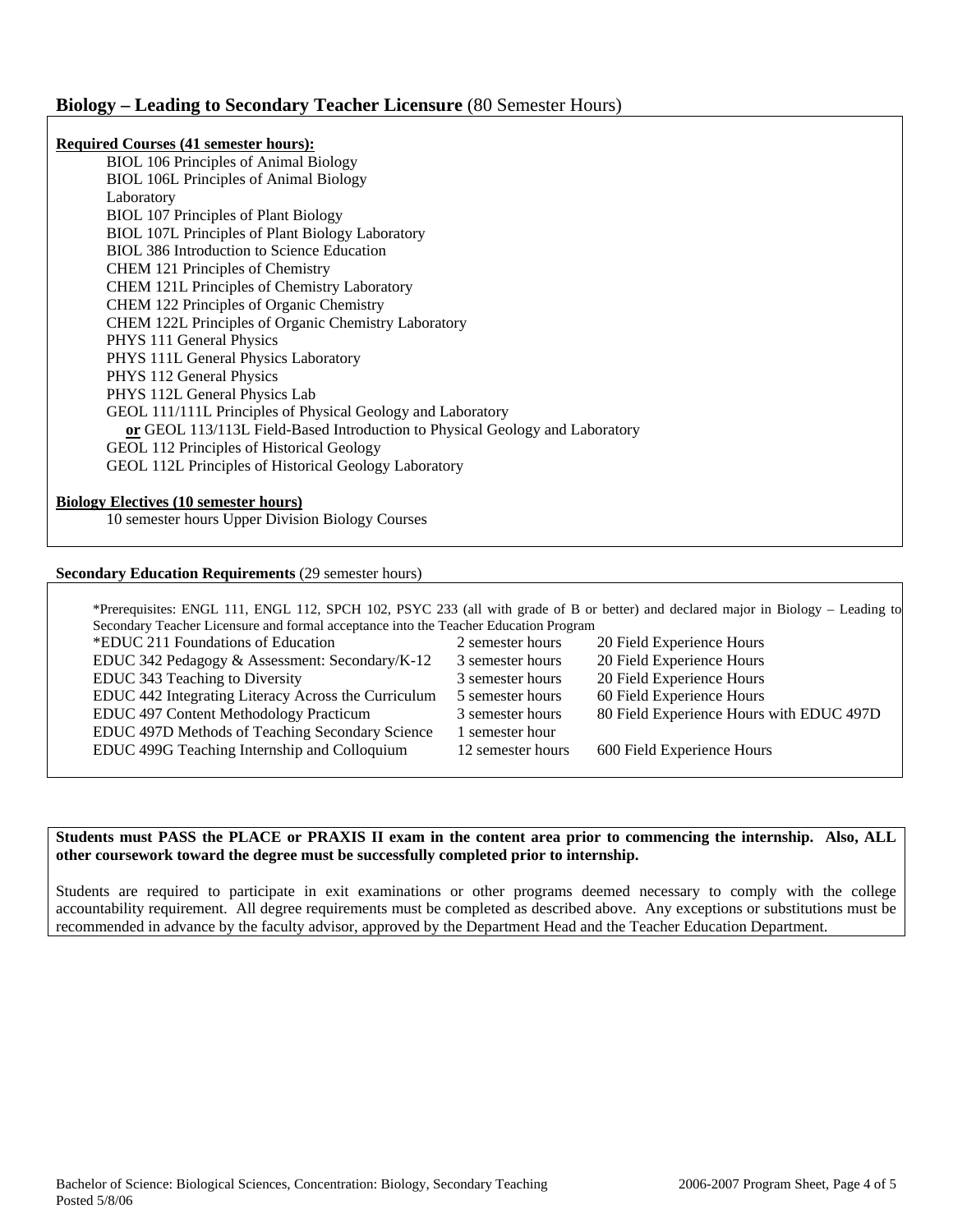## Biology – Leading to Secondary Teacher Licensure (80 Semester Hours)

**Required Courses (41 semester hours):**

- BIOL 106 Principles of Animal Biology
- BIOL 106L Principles of Animal Biology Laboratory
- BIOL 107 Principles of Plant Biology
- BIOL 107L Principles of Plant Biology Laboratory
- BIOL 386 Introduction to Science Education
- CHEM 121 Principles of Chemistry
- CHEM 121L Principles of Chemistry Laboratory
- CHEM 122 Principles of Organic Chemistry
- CHEM 122L Principles of Organic Chemistry Laboratory
- PHYS 111 General Physics
- PHYS 111L General Physics Laboratory
- PHYS 112 General Physics
- PHYS 112L General Physics Lab
- GEOL 111/111L Principles of Physical Geology and Laboratory
  **or** GEOL 113/113L Field-Based Introduction to Physical Geology and Laboratory
- GEOL 112 Principles of Historical Geology
- GEOL 112L Principles of Historical Geology Laboratory

**Biology Electives (10 semester hours)**

10 semester hours Upper Division Biology Courses

**Secondary Education Requirements** (29 semester hours)

*Prerequisites: ENGL 111, ENGL 112, SPCH 102, PSYC 233 (all with grade of B or better) and declared major in Biology – Leading to Secondary Teacher Licensure and formal acceptance into the Teacher Education Program

| Course | Semester Hours | Field Experience |
|---|---|---|
| *EDUC 211 Foundations of Education | 2 semester hours | 20 Field Experience Hours |
| EDUC 342 Pedagogy & Assessment: Secondary/K-12 | 3 semester hours | 20 Field Experience Hours |
| EDUC 343 Teaching to Diversity | 3 semester hours | 20 Field Experience Hours |
| EDUC 442 Integrating Literacy Across the Curriculum | 5 semester hours | 60 Field Experience Hours |
| EDUC 497 Content Methodology Practicum | 3 semester hours | 80 Field Experience Hours with EDUC 497D |
| EDUC 497D Methods of Teaching Secondary Science | 1 semester hour | |
| EDUC 499G Teaching Internship and Colloquium | 12 semester hours | 600 Field Experience Hours |

**Students must PASS the PLACE or PRAXIS II exam in the content area prior to commencing the internship. Also, ALL other coursework toward the degree must be successfully completed prior to internship.**

Students are required to participate in exit examinations or other programs deemed necessary to comply with the college accountability requirement. All degree requirements must be completed as described above. Any exceptions or substitutions must be recommended in advance by the faculty advisor, approved by the Department Head and the Teacher Education Department.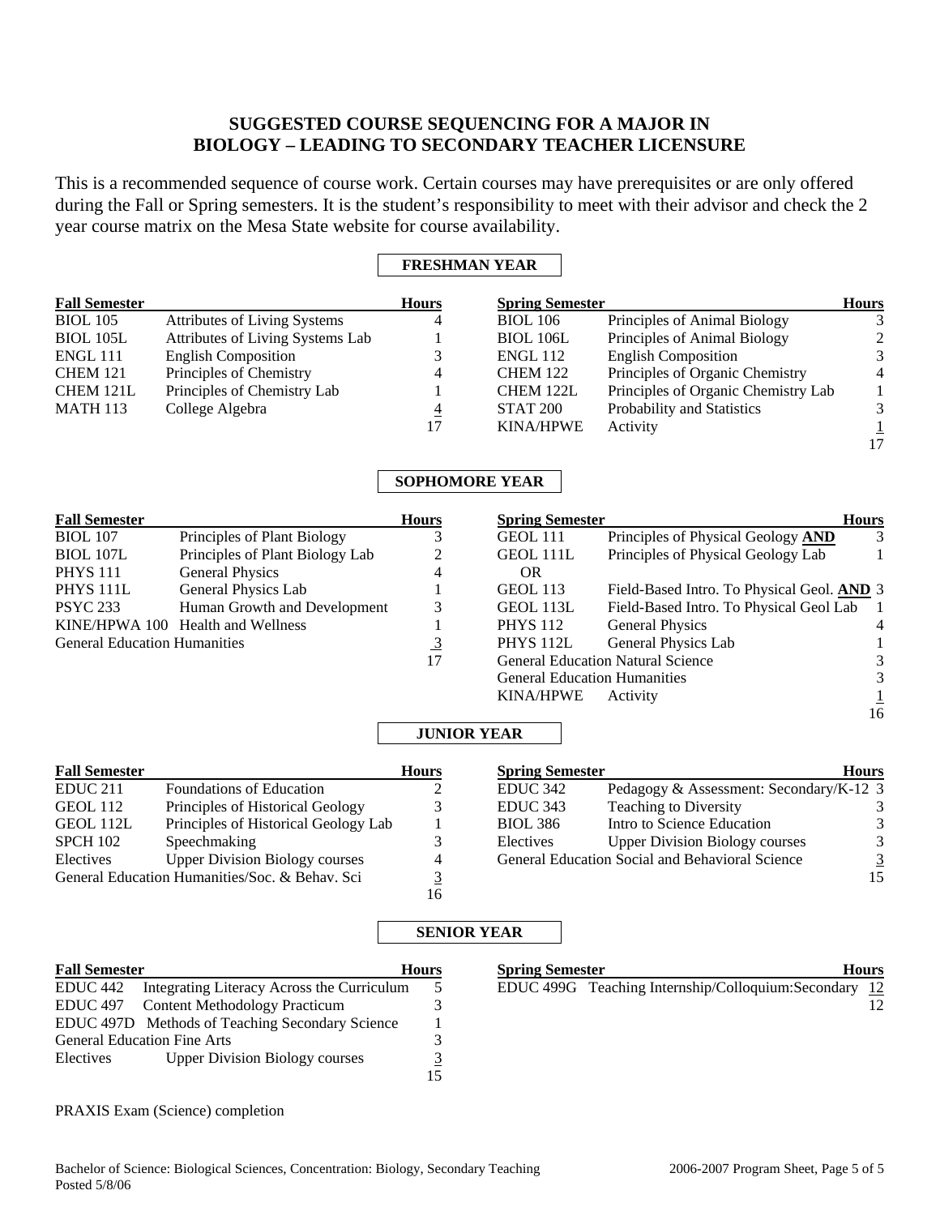## SUGGESTED COURSE SEQUENCING FOR A MAJOR IN BIOLOGY – LEADING TO SECONDARY TEACHER LICENSURE

This is a recommended sequence of course work. Certain courses may have prerequisites or are only offered during the Fall or Spring semesters. It is the student's responsibility to meet with their advisor and check the 2 year course matrix on the Mesa State website for course availability.

### FRESHMAN YEAR

| Fall Semester | | Hours |
|---|---|---|
| BIOL 105 | Attributes of Living Systems | 4 |
| BIOL 105L | Attributes of Living Systems Lab | 1 |
| ENGL 111 | English Composition | 3 |
| CHEM 121 | Principles of Chemistry | 4 |
| CHEM 121L | Principles of Chemistry Lab | 1 |
| MATH 113 | College Algebra | 4 |
| | | 17 |

| Spring Semester | | Hours |
|---|---|---|
| BIOL 106 | Principles of Animal Biology | 3 |
| BIOL 106L | Principles of Animal Biology | 2 |
| ENGL 112 | English Composition | 3 |
| CHEM 122 | Principles of Organic Chemistry | 4 |
| CHEM 122L | Principles of Organic Chemistry Lab | 1 |
| STAT 200 | Probability and Statistics | 3 |
| KINA/HPWE | Activity | 1 |
| | | 17 |

### SOPHOMORE YEAR

| Fall Semester | | Hours |
|---|---|---|
| BIOL 107 | Principles of Plant Biology | 3 |
| BIOL 107L | Principles of Plant Biology Lab | 2 |
| PHYS 111 | General Physics | 4 |
| PHYS 111L | General Physics Lab | 1 |
| PSYC 233 | Human Growth and Development | 3 |
| KINE/HPWA 100 | Health and Wellness | 1 |
| General Education Humanities | | 3 |
| | | 17 |

| Spring Semester | | Hours |
|---|---|---|
| GEOL 111 | Principles of Physical Geology **AND** | 3 |
| GEOL 111L | Principles of Physical Geology Lab | 1 |
| OR | | |
| GEOL 113 | Field-Based Intro. To Physical Geol. **AND** | 3 |
| GEOL 113L | Field-Based Intro. To Physical Geol Lab | 1 |
| PHYS 112 | General Physics | 4 |
| PHYS 112L | General Physics Lab | 1 |
| General Education Natural Science | | 3 |
| General Education Humanities | | 3 |
| KINA/HPWE | Activity | 1 |
| | | 16 |

### JUNIOR YEAR

| Fall Semester | | Hours |
|---|---|---|
| EDUC 211 | Foundations of Education | 2 |
| GEOL 112 | Principles of Historical Geology | 3 |
| GEOL 112L | Principles of Historical Geology Lab | 1 |
| SPCH 102 | Speechmaking | 3 |
| Electives | Upper Division Biology courses | 4 |
| General Education Humanities/Soc. & Behav. Sci | | 3 |
| | | 16 |

| Spring Semester | | Hours |
|---|---|---|
| EDUC 342 | Pedagogy & Assessment: Secondary/K-12 | 3 |
| EDUC 343 | Teaching to Diversity | 3 |
| BIOL 386 | Intro to Science Education | 3 |
| Electives | Upper Division Biology courses | 3 |
| General Education Social and Behavioral Science | | 3 |
| | | 15 |

### SENIOR YEAR

| Fall Semester | | Hours |
|---|---|---|
| EDUC 442 | Integrating Literacy Across the Curriculum | 5 |
| EDUC 497 | Content Methodology Practicum | 3 |
| EDUC 497D | Methods of Teaching Secondary Science | 1 |
| General Education Fine Arts | | 3 |
| Electives | Upper Division Biology courses | 3 |
| | | 15 |

| Spring Semester | | Hours |
|---|---|---|
| EDUC 499G | Teaching Internship/Colloquium:Secondary | 12 |
| | | 12 |

PRAXIS Exam (Science) completion

Bachelor of Science: Biological Sciences, Concentration: Biology, Secondary Teaching
Posted 5/8/06

2006-2007 Program Sheet